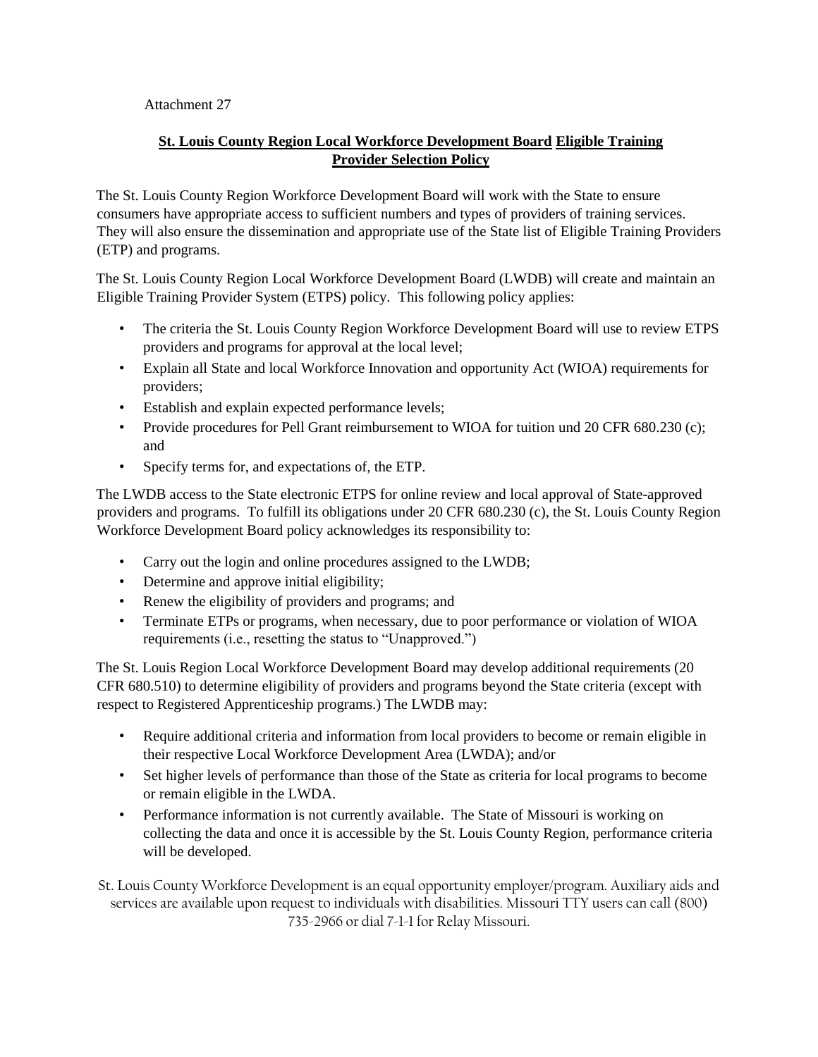Attachment 27

## St. Louis County Region Local Workforce Development Board Eligible Training Provider Selection Policy

The St. Louis County Region Workforce Development Board will work with the State to ensure consumers have appropriate access to sufficient numbers and types of providers of training services. They will also ensure the dissemination and appropriate use of the State list of Eligible Training Providers (ETP) and programs.

The St. Louis County Region Local Workforce Development Board (LWDB) will create and maintain an Eligible Training Provider System (ETPS) policy. This following policy applies:

- The criteria the St. Louis County Region Workforce Development Board will use to review ETPS providers and programs for approval at the local level;
- Explain all State and local Workforce Innovation and opportunity Act (WIOA) requirements for providers;
- Establish and explain expected performance levels;
- Provide procedures for Pell Grant reimbursement to WIOA for tuition und 20 CFR 680.230 (c); and
- Specify terms for, and expectations of, the ETP.

The LWDB access to the State electronic ETPS for online review and local approval of State-approved providers and programs. To fulfill its obligations under 20 CFR 680.230 (c), the St. Louis County Region Workforce Development Board policy acknowledges its responsibility to:

- Carry out the login and online procedures assigned to the LWDB;
- Determine and approve initial eligibility;
- Renew the eligibility of providers and programs; and
- Terminate ETPs or programs, when necessary, due to poor performance or violation of WIOA requirements (i.e., resetting the status to "Unapproved.")

The St. Louis Region Local Workforce Development Board may develop additional requirements (20 CFR 680.510) to determine eligibility of providers and programs beyond the State criteria (except with respect to Registered Apprenticeship programs.) The LWDB may:

- Require additional criteria and information from local providers to become or remain eligible in their respective Local Workforce Development Area (LWDA); and/or
- Set higher levels of performance than those of the State as criteria for local programs to become or remain eligible in the LWDA.
- Performance information is not currently available. The State of Missouri is working on collecting the data and once it is accessible by the St. Louis County Region, performance criteria will be developed.

St. Louis County Workforce Development is an equal opportunity employer/program. Auxiliary aids and services are available upon request to individuals with disabilities. Missouri TTY users can call (800) 735-2966 or dial 7-1-1 for Relay Missouri.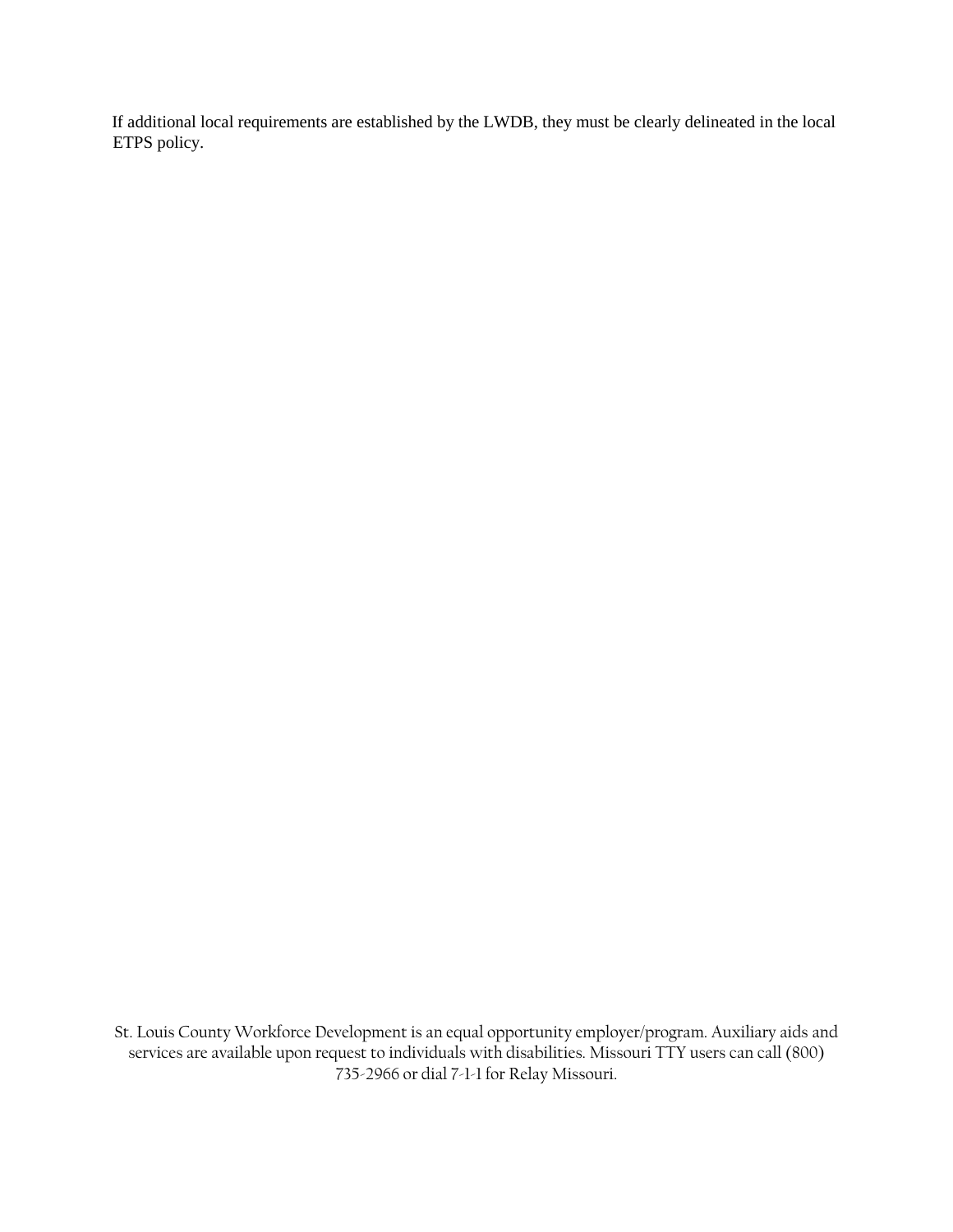If additional local requirements are established by the LWDB, they must be clearly delineated in the local ETPS policy.

St. Louis County Workforce Development is an equal opportunity employer/program. Auxiliary aids and services are available upon request to individuals with disabilities. Missouri TTY users can call (800) 735-2966 or dial 7-1-1 for Relay Missouri.